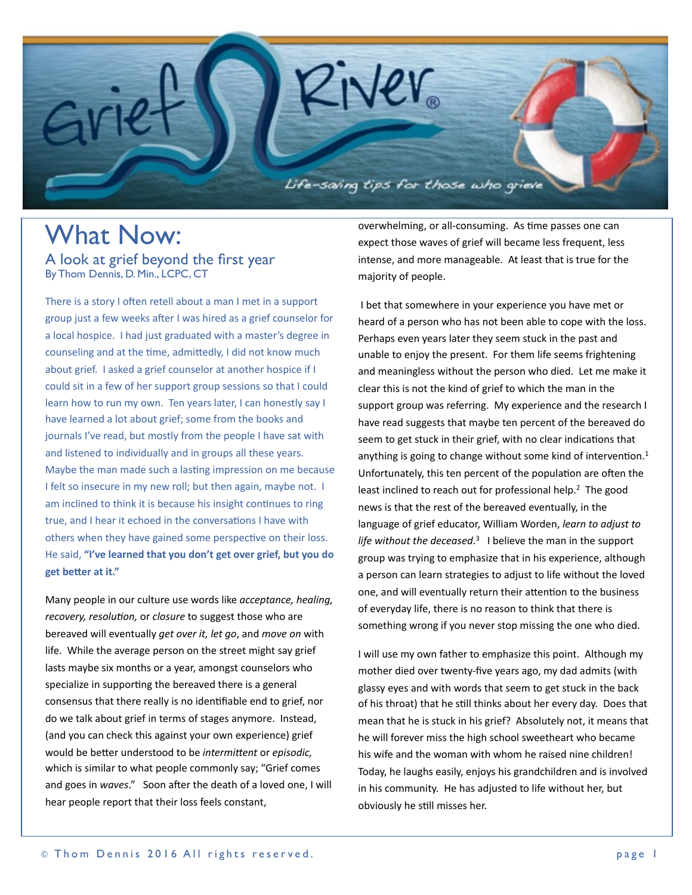# Grief River®

*Life-saving tips for those who grieve*

## What Now:

### A look at grief beyond the first year

By Thom Dennis, D. Min., LCPC, CT

There is a story I often retell about a man I met in a support group just a few weeks after I was hired as a grief counselor for a local hospice. I had just graduated with a master's degree in counseling and at the time, admittedly, I did not know much about grief. I asked a grief counselor at another hospice if I could sit in a few of her support group sessions so that I could learn how to run my own. Ten years later, I can honestly say I have learned a lot about grief; some from the books and journals I've read, but mostly from the people I have sat with and listened to individually and in groups all these years. Maybe the man made such a lasting impression on me because I felt so insecure in my new roll; but then again, maybe not. I am inclined to think it is because his insight continues to ring true, and I hear it echoed in the conversations I have with others when they have gained some perspective on their loss. He said, **"I've learned that you don't get over grief, but you do get better at it."**

Many people in our culture use words like *acceptance, healing, recovery, resolution,* or *closure* to suggest those who are bereaved will eventually *get over it, let go*, and *move on* with life. While the average person on the street might say grief lasts maybe six months or a year, amongst counselors who specialize in supporting the bereaved there is a general consensus that there really is no identifiable end to grief, nor do we talk about grief in terms of stages anymore. Instead, (and you can check this against your own experience) grief would be better understood to be *intermittent* or *episodic,* which is similar to what people commonly say; "Grief comes and goes in *waves*." Soon after the death of a loved one, I will hear people report that their loss feels constant, overwhelming, or all-consuming. As time passes one can expect those waves of grief will became less frequent, less intense, and more manageable. At least that is true for the majority of people.

I bet that somewhere in your experience you have met or heard of a person who has not been able to cope with the loss. Perhaps even years later they seem stuck in the past and unable to enjoy the present. For them life seems frightening and meaningless without the person who died. Let me make it clear this is not the kind of grief to which the man in the support group was referring. My experience and the research I have read suggests that maybe ten percent of the bereaved do seem to get stuck in their grief, with no clear indications that anything is going to change without some kind of intervention.[1] Unfortunately, this ten percent of the population are often the least inclined to reach out for professional help.[2] The good news is that the rest of the bereaved eventually, in the language of grief educator, William Worden, *learn to adjust to life without the deceased*.[3] I believe the man in the support group was trying to emphasize that in his experience, although a person can learn strategies to adjust to life without the loved one, and will eventually return their attention to the business of everyday life, there is no reason to think that there is something wrong if you never stop missing the one who died.

I will use my own father to emphasize this point. Although my mother died over twenty-five years ago, my dad admits (with glassy eyes and with words that seem to get stuck in the back of his throat) that he still thinks about her every day. Does that mean that he is stuck in his grief? Absolutely not, it means that he will forever miss the high school sweetheart who became his wife and the woman with whom he raised nine children! Today, he laughs easily, enjoys his grandchildren and is involved in his community. He has adjusted to life without her, but obviously he still misses her.

© Thom Dennis 2016 All rights reserved.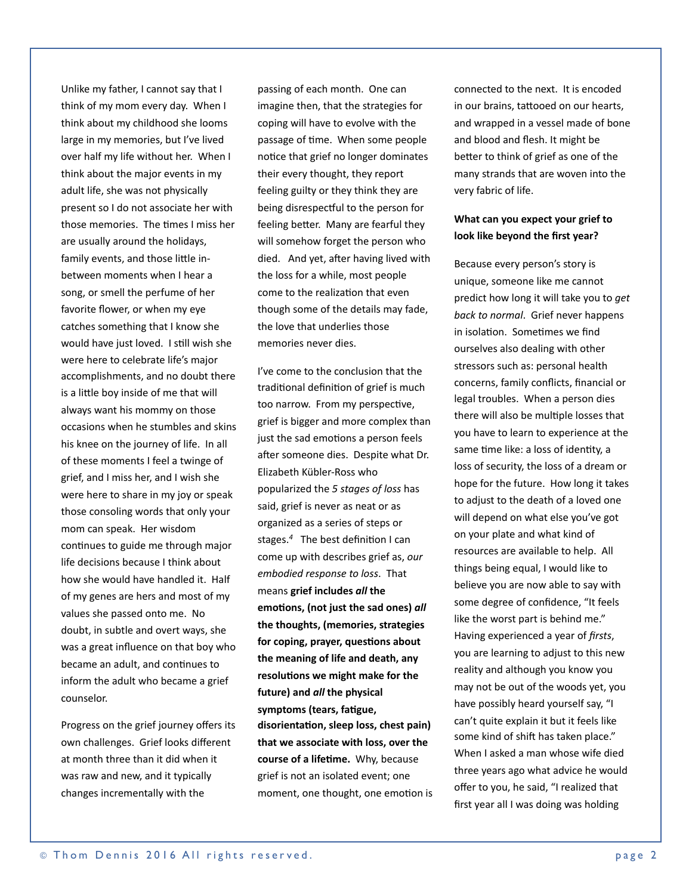Unlike my father, I cannot say that I think of my mom every day. When I think about my childhood she looms large in my memories, but I've lived over half my life without her. When I think about the major events in my adult life, she was not physically present so I do not associate her with those memories. The times I miss her are usually around the holidays, family events, and those little in-between moments when I hear a song, or smell the perfume of her favorite flower, or when my eye catches something that I know she would have just loved. I still wish she were here to celebrate life's major accomplishments, and no doubt there is a little boy inside of me that will always want his mommy on those occasions when he stumbles and skins his knee on the journey of life. In all of these moments I feel a twinge of grief, and I miss her, and I wish she were here to share in my joy or speak those consoling words that only your mom can speak. Her wisdom continues to guide me through major life decisions because I think about how she would have handled it. Half of my genes are hers and most of my values she passed onto me. No doubt, in subtle and overt ways, she was a great influence on that boy who became an adult, and continues to inform the adult who became a grief counselor.

Progress on the grief journey offers its own challenges. Grief looks different at month three than it did when it was raw and new, and it typically changes incrementally with the passing of each month. One can imagine then, that the strategies for coping will have to evolve with the passage of time. When some people notice that grief no longer dominates their every thought, they report feeling guilty or they think they are being disrespectful to the person for feeling better. Many are fearful they will somehow forget the person who died. And yet, after having lived with the loss for a while, most people come to the realization that even though some of the details may fade, the love that underlies those memories never dies.

I've come to the conclusion that the traditional definition of grief is much too narrow. From my perspective, grief is bigger and more complex than just the sad emotions a person feels after someone dies. Despite what Dr. Elizabeth Kübler-Ross who popularized the *5 stages of loss* has said, grief is never as neat or as organized as a series of steps or stages.[4] The best definition I can come up with describes grief as, *our embodied response to loss*. That means **grief includes *all* the emotions, (not just the sad ones) *all* the thoughts, (memories, strategies for coping, prayer, questions about the meaning of life and death, any resolutions we might make for the future) and *all* the physical symptoms (tears, fatigue, disorientation, sleep loss, chest pain) that we associate with loss, over the course of a lifetime.** Why, because grief is not an isolated event; one moment, one thought, one emotion is connected to the next. It is encoded in our brains, tattooed on our hearts, and wrapped in a vessel made of bone and blood and flesh. It might be better to think of grief as one of the many strands that are woven into the very fabric of life.

**What can you expect your grief to look like beyond the first year?**

Because every person's story is unique, someone like me cannot predict how long it will take you to *get back to normal*. Grief never happens in isolation. Sometimes we find ourselves also dealing with other stressors such as: personal health concerns, family conflicts, financial or legal troubles. When a person dies there will also be multiple losses that you have to learn to experience at the same time like: a loss of identity, a loss of security, the loss of a dream or hope for the future. How long it takes to adjust to the death of a loved one will depend on what else you've got on your plate and what kind of resources are available to help. All things being equal, I would like to believe you are now able to say with some degree of confidence, "It feels like the worst part is behind me." Having experienced a year of *firsts*, you are learning to adjust to this new reality and although you know you may not be out of the woods yet, you have possibly heard yourself say, "I can't quite explain it but it feels like some kind of shift has taken place." When I asked a man whose wife died three years ago what advice he would offer to you, he said, "I realized that first year all I was doing was holding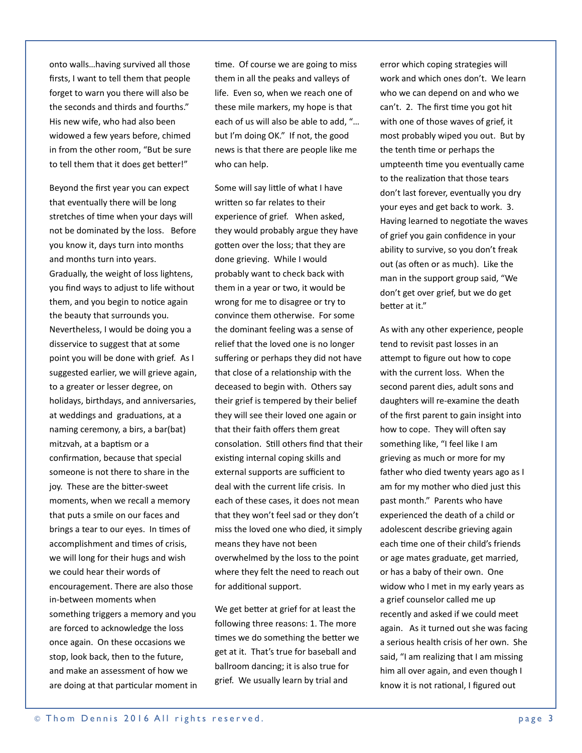onto walls…having survived all those firsts, I want to tell them that people forget to warn you there will also be the seconds and thirds and fourths." His new wife, who had also been widowed a few years before, chimed in from the other room, "But be sure to tell them that it does get better!"

Beyond the first year you can expect that eventually there will be long stretches of time when your days will not be dominated by the loss. Before you know it, days turn into months and months turn into years. Gradually, the weight of loss lightens, you find ways to adjust to life without them, and you begin to notice again the beauty that surrounds you. Nevertheless, I would be doing you a disservice to suggest that at some point you will be done with grief. As I suggested earlier, we will grieve again, to a greater or lesser degree, on holidays, birthdays, and anniversaries, at weddings and graduations, at a naming ceremony, a birs, a bar(bat) mitzvah, at a baptism or a confirmation, because that special someone is not there to share in the joy. These are the bitter-sweet moments, when we recall a memory that puts a smile on our faces and brings a tear to our eyes. In times of accomplishment and times of crisis, we will long for their hugs and wish we could hear their words of encouragement. There are also those in-between moments when something triggers a memory and you are forced to acknowledge the loss once again. On these occasions we stop, look back, then to the future, and make an assessment of how we are doing at that particular moment in time. Of course we are going to miss them in all the peaks and valleys of life. Even so, when we reach one of these mile markers, my hope is that each of us will also be able to add, "…but I'm doing OK." If not, the good news is that there are people like me who can help.

Some will say little of what I have written so far relates to their experience of grief. When asked, they would probably argue they have gotten over the loss; that they are done grieving. While I would probably want to check back with them in a year or two, it would be wrong for me to disagree or try to convince them otherwise. For some the dominant feeling was a sense of relief that the loved one is no longer suffering or perhaps they did not have that close of a relationship with the deceased to begin with. Others say their grief is tempered by their belief they will see their loved one again or that their faith offers them great consolation. Still others find that their existing internal coping skills and external supports are sufficient to deal with the current life crisis. In each of these cases, it does not mean that they won't feel sad or they don't miss the loved one who died, it simply means they have not been overwhelmed by the loss to the point where they felt the need to reach out for additional support.

We get better at grief for at least the following three reasons: 1. The more times we do something the better we get at it. That's true for baseball and ballroom dancing; it is also true for grief. We usually learn by trial and error which coping strategies will work and which ones don't. We learn who we can depend on and who we can't. 2. The first time you got hit with one of those waves of grief, it most probably wiped you out. But by the tenth time or perhaps the umpteenth time you eventually came to the realization that those tears don't last forever, eventually you dry your eyes and get back to work. 3. Having learned to negotiate the waves of grief you gain confidence in your ability to survive, so you don't freak out (as often or as much). Like the man in the support group said, "We don't get over grief, but we do get better at it."

As with any other experience, people tend to revisit past losses in an attempt to figure out how to cope with the current loss. When the second parent dies, adult sons and daughters will re-examine the death of the first parent to gain insight into how to cope. They will often say something like, "I feel like I am grieving as much or more for my father who died twenty years ago as I am for my mother who died just this past month." Parents who have experienced the death of a child or adolescent describe grieving again each time one of their child's friends or age mates graduate, get married, or has a baby of their own. One widow who I met in my early years as a grief counselor called me up recently and asked if we could meet again. As it turned out she was facing a serious health crisis of her own. She said, "I am realizing that I am missing him all over again, and even though I know it is not rational, I figured out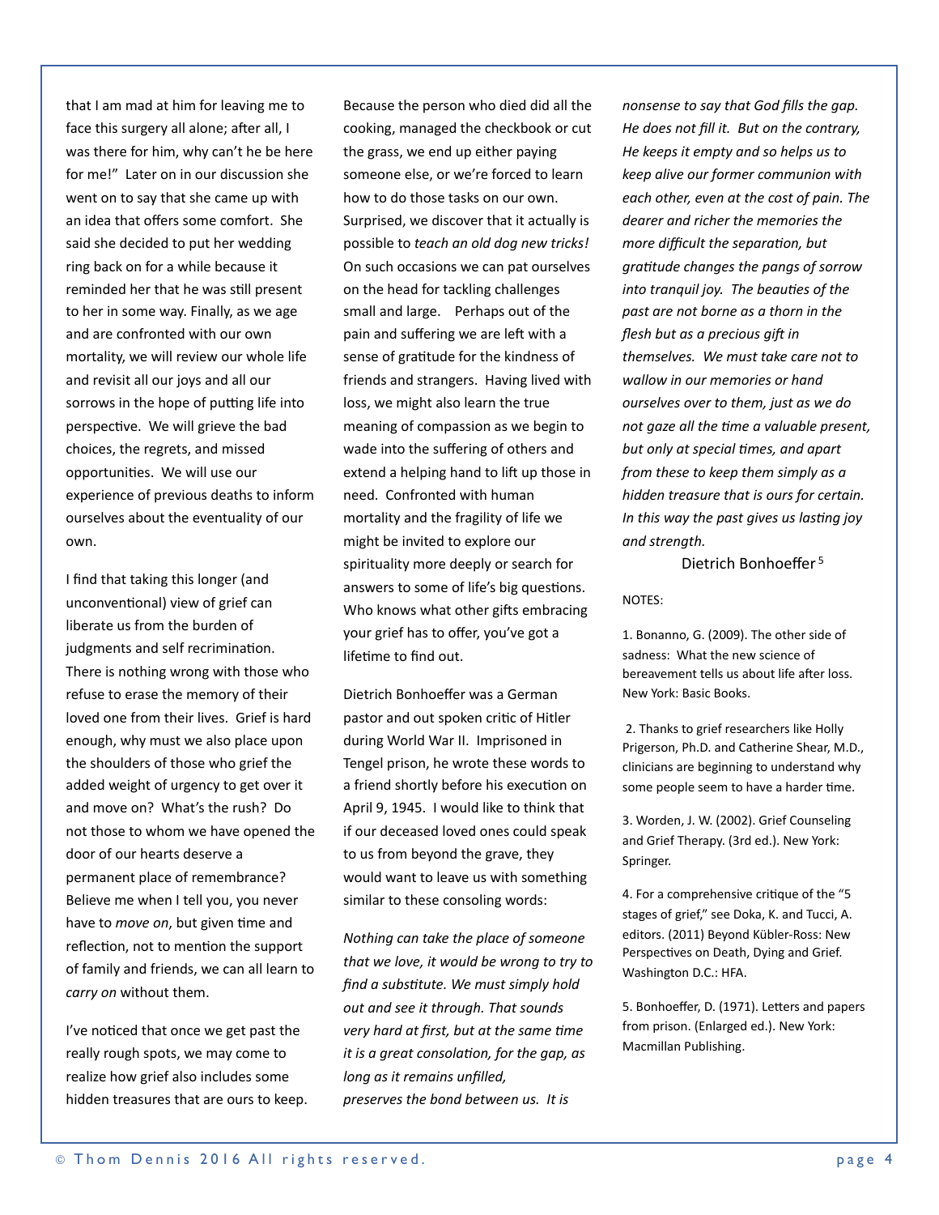that I am mad at him for leaving me to face this surgery all alone; after all, I was there for him, why can't he be here for me!" Later on in our discussion she went on to say that she came up with an idea that offers some comfort. She said she decided to put her wedding ring back on for a while because it reminded her that he was still present to her in some way. Finally, as we age and are confronted with our own mortality, we will review our whole life and revisit all our joys and all our sorrows in the hope of putting life into perspective. We will grieve the bad choices, the regrets, and missed opportunities. We will use our experience of previous deaths to inform ourselves about the eventuality of our own.

I find that taking this longer (and unconventional) view of grief can liberate us from the burden of judgments and self recrimination. There is nothing wrong with those who refuse to erase the memory of their loved one from their lives. Grief is hard enough, why must we also place upon the shoulders of those who grief the added weight of urgency to get over it and move on? What's the rush? Do not those to whom we have opened the door of our hearts deserve a permanent place of remembrance? Believe me when I tell you, you never have to *move on*, but given time and reflection, not to mention the support of family and friends, we can all learn to *carry on* without them.

I've noticed that once we get past the really rough spots, we may come to realize how grief also includes some hidden treasures that are ours to keep. Because the person who died did all the cooking, managed the checkbook or cut the grass, we end up either paying someone else, or we're forced to learn how to do those tasks on our own. Surprised, we discover that it actually is possible to *teach an old dog new tricks!* On such occasions we can pat ourselves on the head for tackling challenges small and large. Perhaps out of the pain and suffering we are left with a sense of gratitude for the kindness of friends and strangers. Having lived with loss, we might also learn the true meaning of compassion as we begin to wade into the suffering of others and extend a helping hand to lift up those in need. Confronted with human mortality and the fragility of life we might be invited to explore our spirituality more deeply or search for answers to some of life's big questions. Who knows what other gifts embracing your grief has to offer, you've got a lifetime to find out.

Dietrich Bonhoeffer was a German pastor and out spoken critic of Hitler during World War II. Imprisoned in Tengel prison, he wrote these words to a friend shortly before his execution on April 9, 1945. I would like to think that if our deceased loved ones could speak to us from beyond the grave, they would want to leave us with something similar to these consoling words:

*Nothing can take the place of someone that we love, it would be wrong to try to find a substitute. We must simply hold out and see it through. That sounds very hard at first, but at the same time it is a great consolation, for the gap, as long as it remains unfilled, preserves the bond between us. It is nonsense to say that God fills the gap. He does not fill it. But on the contrary, He keeps it empty and so helps us to keep alive our former communion with each other, even at the cost of pain. The dearer and richer the memories the more difficult the separation, but gratitude changes the pangs of sorrow into tranquil joy. The beauties of the past are not borne as a thorn in the flesh but as a precious gift in themselves. We must take care not to wallow in our memories or hand ourselves over to them, just as we do not gaze all the time a valuable present, but only at special times, and apart from these to keep them simply as a hidden treasure that is ours for certain. In this way the past gives us lasting joy and strength.*

Dietrich Bonhoeffer [5]

NOTES:

1. Bonanno, G. (2009). The other side of sadness: What the new science of bereavement tells us about life after loss. New York: Basic Books.

2. Thanks to grief researchers like Holly Prigerson, Ph.D. and Catherine Shear, M.D., clinicians are beginning to understand why some people seem to have a harder time.

3. Worden, J. W. (2002). Grief Counseling and Grief Therapy. (3rd ed.). New York: Springer.

4. For a comprehensive critique of the "5 stages of grief," see Doka, K. and Tucci, A. editors. (2011) Beyond Kübler-Ross: New Perspectives on Death, Dying and Grief. Washington D.C.: HFA.

5. Bonhoeffer, D. (1971). Letters and papers from prison. (Enlarged ed.). New York: Macmillan Publishing.

© Thom Dennis 2016 All rights reserved.